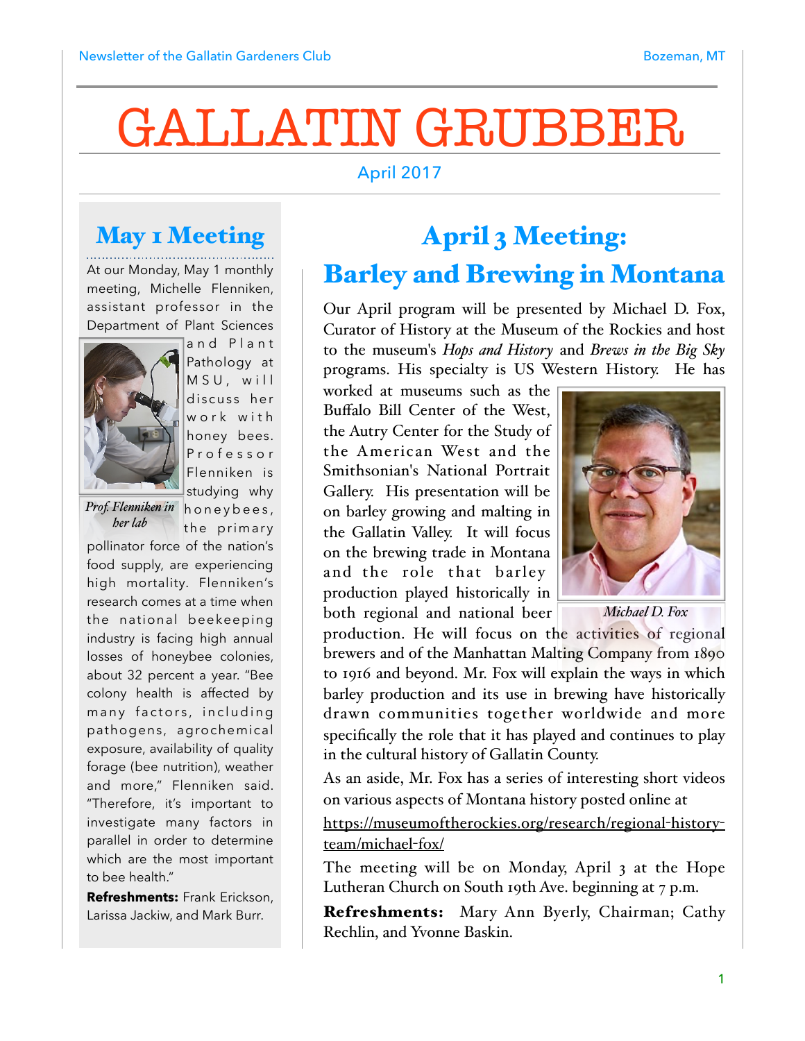Newsletter of the Gallatin Gardeners Club — Bozeman, MT

# GALLATIN GRUBBER

April 2017

## May 1 Meeting

At our Monday, May 1 monthly meeting, Michelle Flenniken, assistant professor in the Department of Plant Sciences and Plant Pathology at MSU, will discuss her work with honey bees. Professor Flenniken is studying why honeybees, the primary pollinator force of the nation's food supply, are experiencing high mortality. Flenniken's research comes at a time when the national beekeeping industry is facing high annual losses of honeybee colonies, about 32 percent a year. "Bee colony health is affected by many factors, including pathogens, agrochemical exposure, availability of quality forage (bee nutrition), weather and more," Flenniken said. "Therefore, it's important to investigate many factors in parallel in order to determine which are the most important to bee health."

*Prof. Flenniken in her lab*

**Refreshments:** Frank Erickson, Larissa Jackiw, and Mark Burr.

## April 3 Meeting: Barley and Brewing in Montana

Our April program will be presented by Michael D. Fox, Curator of History at the Museum of the Rockies and host to the museum's *Hops and History* and *Brews in the Big Sky* programs. His specialty is US Western History. He has worked at museums such as the Buffalo Bill Center of the West, the Autry Center for the Study of the American West and the Smithsonian's National Portrait Gallery. His presentation will be on barley growing and malting in the Gallatin Valley. It will focus on the brewing trade in Montana and the role that barley production played historically in both regional and national beer production. He will focus on the activities of regional brewers and of the Manhattan Malting Company from 1890 to 1916 and beyond. Mr. Fox will explain the ways in which barley production and its use in brewing have historically drawn communities together worldwide and more specifically the role that it has played and continues to play in the cultural history of Gallatin County.

*Michael D. Fox*

As an aside, Mr. Fox has a series of interesting short videos on various aspects of Montana history posted online at

https://museumoftherockies.org/research/regional-history-team/michael-fox/

The meeting will be on Monday, April 3 at the Hope Lutheran Church on South 19th Ave. beginning at 7 p.m.

**Refreshments:** Mary Ann Byerly, Chairman; Cathy Rechlin, and Yvonne Baskin.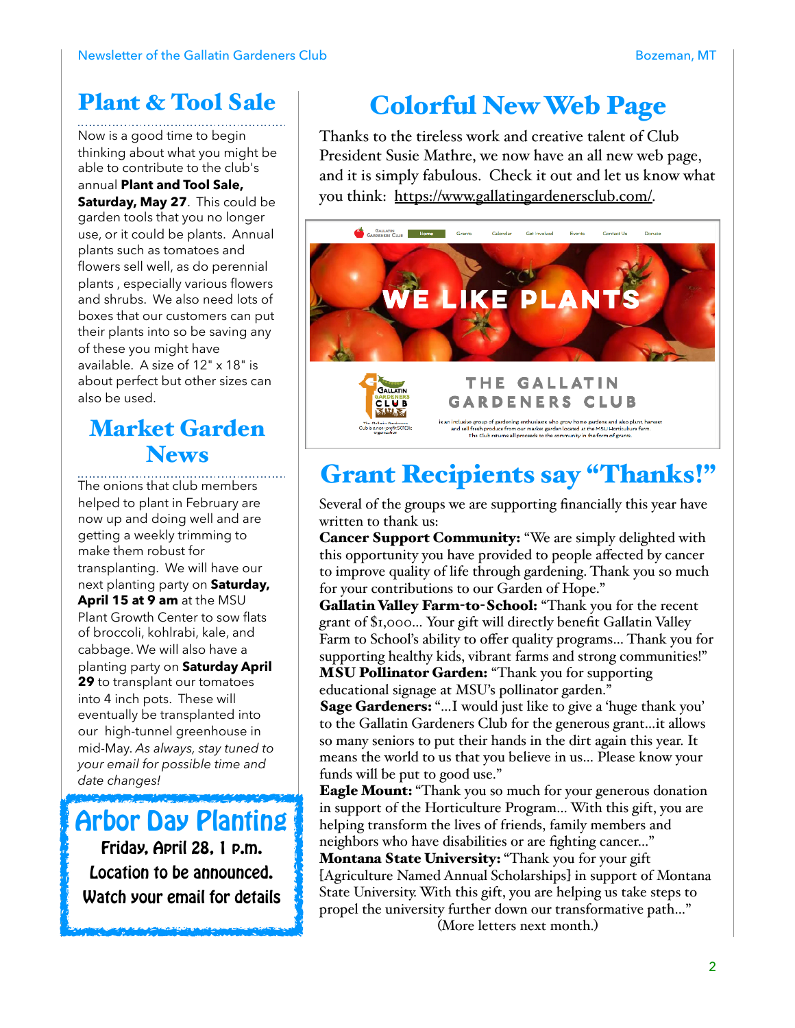## Plant & Tool Sale

Now is a good time to begin thinking about what you might be able to contribute to the club's annual **Plant and Tool Sale, Saturday, May 27**. This could be garden tools that you no longer use, or it could be plants. Annual plants such as tomatoes and flowers sell well, as do perennial plants , especially various flowers and shrubs. We also need lots of boxes that our customers can put their plants into so be saving any of these you might have available. A size of 12" x 18" is about perfect but other sizes can also be used.

## Market Garden News

The onions that club members helped to plant in February are now up and doing well and are getting a weekly trimming to make them robust for transplanting. We will have our next planting party on **Saturday, April 15 at 9 am** at the MSU Plant Growth Center to sow flats of broccoli, kohlrabi, kale, and cabbage. We will also have a planting party on **Saturday April 29** to transplant our tomatoes into 4 inch pots. These will eventually be transplanted into our high-tunnel greenhouse in mid-May. *As always, stay tuned to your email for possible time and date changes!*

## Arbor Day Planting

**Friday, April 28, 1 p.m.**

**Location to be announced.**

**Watch your email for details**

## Colorful New Web Page

Thanks to the tireless work and creative talent of Club President Susie Mathre, we now have an all new web page, and it is simply fabulous. Check it out and let us know what you think: https://www.gallatingardenersclub.com/.

Gallatin Gardeners Club | Home | Grants | Calendar | Get involved | Events | Contact Us | Donate

WE LIKE PLANTS

THE GALLATIN GARDENERS CLUB

The Gallatin Gardeners Club is a non-profit 501(c)3 organization

is an inclusive group of gardening enthusiasts who grow home gardens and also plant, harvest and sell fresh produce from our market garden located at the MSU Horticulture farm. The Club returns all proceeds to the community in the form of grants.

## Grant Recipients say "Thanks!"

Several of the groups we are supporting financially this year have written to thank us:

**Cancer Support Community:** "We are simply delighted with this opportunity you have provided to people affected by cancer to improve quality of life through gardening. Thank you so much for your contributions to our Garden of Hope."

**Gallatin Valley Farm-to-School:** "Thank you for the recent grant of $1,000... Your gift will directly benefit Gallatin Valley Farm to School's ability to offer quality programs... Thank you for supporting healthy kids, vibrant farms and strong communities!"

**MSU Pollinator Garden:** "Thank you for supporting educational signage at MSU's pollinator garden."

**Sage Gardeners:** "...I would just like to give a 'huge thank you' to the Gallatin Gardeners Club for the generous grant...it allows so many seniors to put their hands in the dirt again this year. It means the world to us that you believe in us... Please know your funds will be put to good use."

**Eagle Mount:** "Thank you so much for your generous donation in support of the Horticulture Program... With this gift, you are helping transform the lives of friends, family members and neighbors who have disabilities or are fighting cancer..."

**Montana State University:** "Thank you for your gift [Agriculture Named Annual Scholarships] in support of Montana State University. With this gift, you are helping us take steps to propel the university further down our transformative path..."

(More letters next month.)